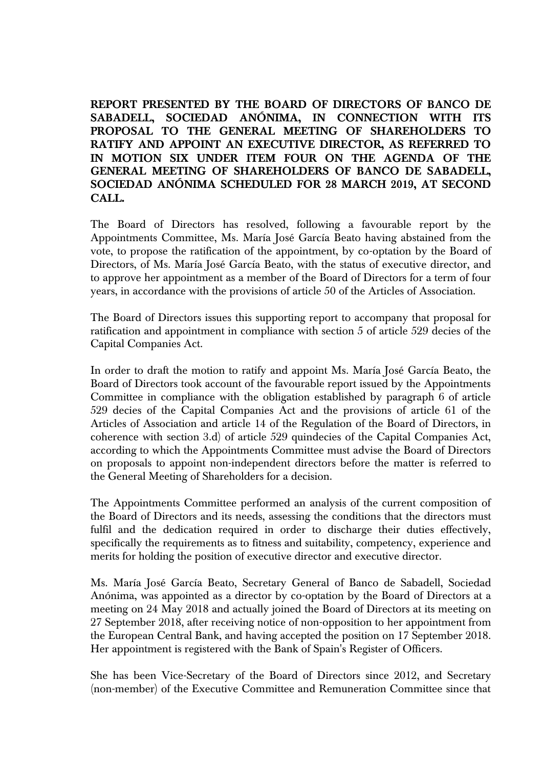**REPORT PRESENTED BY THE BOARD OF DIRECTORS OF BANCO DE SABADELL, SOCIEDAD ANÓNIMA, IN CONNECTION WITH ITS PROPOSAL TO THE GENERAL MEETING OF SHAREHOLDERS TO RATIFY AND APPOINT AN EXECUTIVE DIRECTOR, AS REFERRED TO IN MOTION SIX UNDER ITEM FOUR ON THE AGENDA OF THE GENERAL MEETING OF SHAREHOLDERS OF BANCO DE SABADELL, SOCIEDAD ANÓNIMA SCHEDULED FOR 28 MARCH 2019, AT SECOND CALL.**

The Board of Directors has resolved, following a favourable report by the Appointments Committee, Ms. María José García Beato having abstained from the vote, to propose the ratification of the appointment, by co-optation by the Board of Directors, of Ms. María José García Beato, with the status of executive director, and to approve her appointment as a member of the Board of Directors for a term of four years, in accordance with the provisions of article 50 of the Articles of Association.

The Board of Directors issues this supporting report to accompany that proposal for ratification and appointment in compliance with section 5 of article 529 decies of the Capital Companies Act.

In order to draft the motion to ratify and appoint Ms. María José García Beato, the Board of Directors took account of the favourable report issued by the Appointments Committee in compliance with the obligation established by paragraph 6 of article 529 decies of the Capital Companies Act and the provisions of article 61 of the Articles of Association and article 14 of the Regulation of the Board of Directors, in coherence with section 3.d) of article 529 quindecies of the Capital Companies Act, according to which the Appointments Committee must advise the Board of Directors on proposals to appoint non-independent directors before the matter is referred to the General Meeting of Shareholders for a decision.

The Appointments Committee performed an analysis of the current composition of the Board of Directors and its needs, assessing the conditions that the directors must fulfil and the dedication required in order to discharge their duties effectively, specifically the requirements as to fitness and suitability, competency, experience and merits for holding the position of executive director and executive director.

Ms. María José García Beato, Secretary General of Banco de Sabadell, Sociedad Anónima, was appointed as a director by co-optation by the Board of Directors at a meeting on 24 May 2018 and actually joined the Board of Directors at its meeting on 27 September 2018, after receiving notice of non-opposition to her appointment from the European Central Bank, and having accepted the position on 17 September 2018. Her appointment is registered with the Bank of Spain's Register of Officers.

She has been Vice-Secretary of the Board of Directors since 2012, and Secretary (non-member) of the Executive Committee and Remuneration Committee since that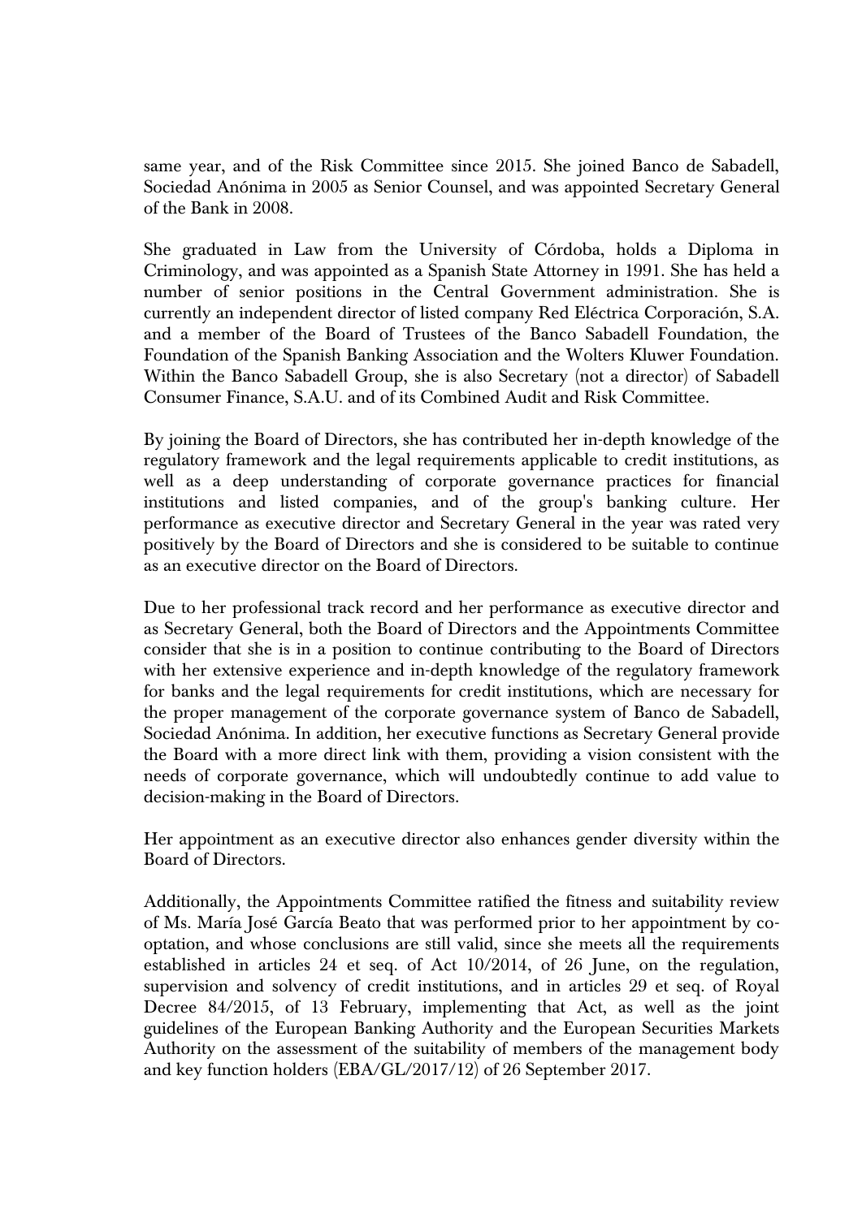same year, and of the Risk Committee since 2015. She joined Banco de Sabadell, Sociedad Anónima in 2005 as Senior Counsel, and was appointed Secretary General of the Bank in 2008.

She graduated in Law from the University of Córdoba, holds a Diploma in Criminology, and was appointed as a Spanish State Attorney in 1991. She has held a number of senior positions in the Central Government administration. She is currently an independent director of listed company Red Eléctrica Corporación, S.A. and a member of the Board of Trustees of the Banco Sabadell Foundation, the Foundation of the Spanish Banking Association and the Wolters Kluwer Foundation. Within the Banco Sabadell Group, she is also Secretary (not a director) of Sabadell Consumer Finance, S.A.U. and of its Combined Audit and Risk Committee.

By joining the Board of Directors, she has contributed her in-depth knowledge of the regulatory framework and the legal requirements applicable to credit institutions, as well as a deep understanding of corporate governance practices for financial institutions and listed companies, and of the group's banking culture. Her performance as executive director and Secretary General in the year was rated very positively by the Board of Directors and she is considered to be suitable to continue as an executive director on the Board of Directors.

Due to her professional track record and her performance as executive director and as Secretary General, both the Board of Directors and the Appointments Committee consider that she is in a position to continue contributing to the Board of Directors with her extensive experience and in-depth knowledge of the regulatory framework for banks and the legal requirements for credit institutions, which are necessary for the proper management of the corporate governance system of Banco de Sabadell, Sociedad Anónima. In addition, her executive functions as Secretary General provide the Board with a more direct link with them, providing a vision consistent with the needs of corporate governance, which will undoubtedly continue to add value to decision-making in the Board of Directors.

Her appointment as an executive director also enhances gender diversity within the Board of Directors.

Additionally, the Appointments Committee ratified the fitness and suitability review of Ms. María José García Beato that was performed prior to her appointment by co-optation, and whose conclusions are still valid, since she meets all the requirements established in articles 24 et seq. of Act 10/2014, of 26 June, on the regulation, supervision and solvency of credit institutions, and in articles 29 et seq. of Royal Decree 84/2015, of 13 February, implementing that Act, as well as the joint guidelines of the European Banking Authority and the European Securities Markets Authority on the assessment of the suitability of members of the management body and key function holders (EBA/GL/2017/12) of 26 September 2017.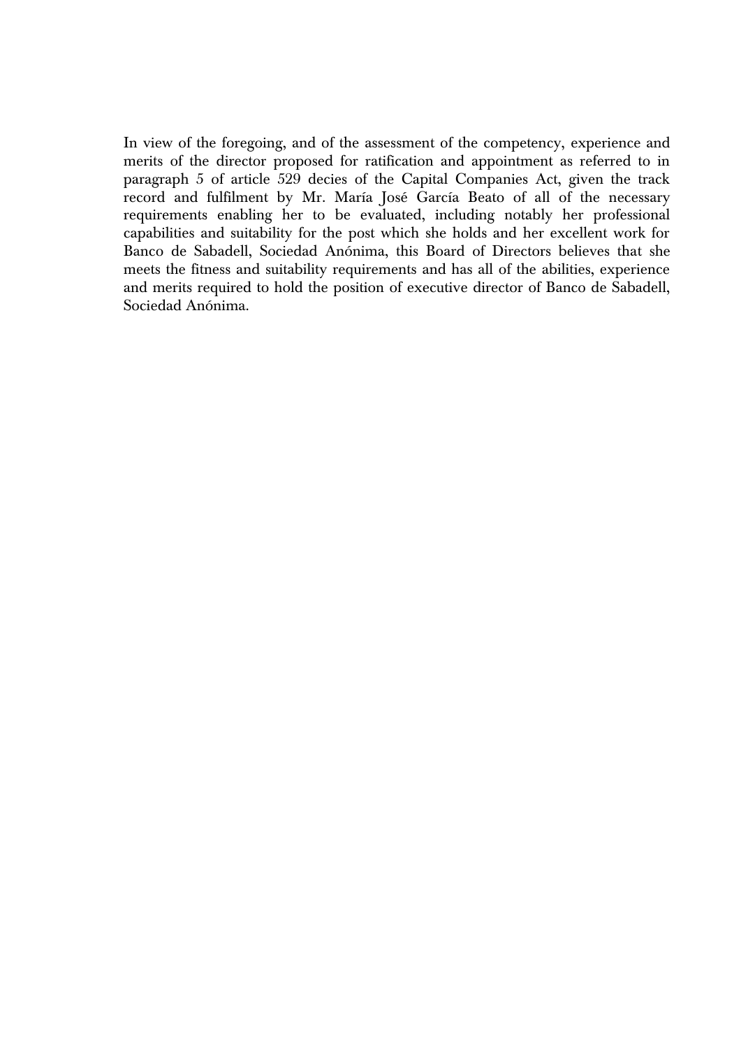In view of the foregoing, and of the assessment of the competency, experience and merits of the director proposed for ratification and appointment as referred to in paragraph 5 of article 529 decies of the Capital Companies Act, given the track record and fulfilment by Mr. María José García Beato of all of the necessary requirements enabling her to be evaluated, including notably her professional capabilities and suitability for the post which she holds and her excellent work for Banco de Sabadell, Sociedad Anónima, this Board of Directors believes that she meets the fitness and suitability requirements and has all of the abilities, experience and merits required to hold the position of executive director of Banco de Sabadell, Sociedad Anónima.